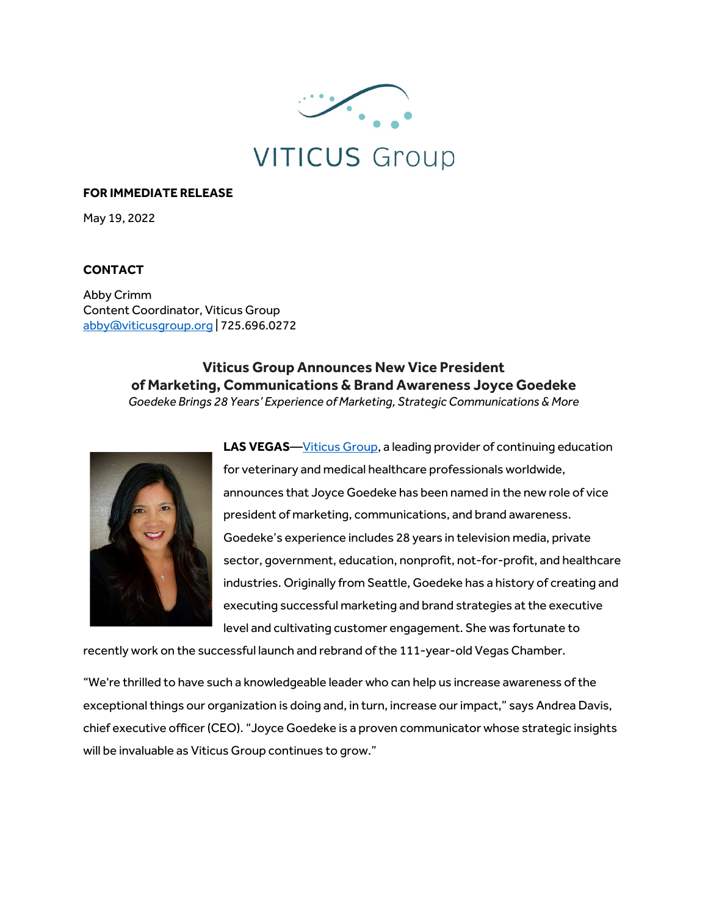VITICUS Group

**FOR IMMEDIATE RELEASE**

May 19, 2022

**CONTACT**

Abby Crimm
Content Coordinator, Viticus Group
abby@viticusgroup.org | 725.696.0272

## Viticus Group Announces New Vice President of Marketing, Communications & Brand Awareness Joyce Goedeke

*Goedeke Brings 28 Years' Experience of Marketing, Strategic Communications & More*

**LAS VEGAS**—Viticus Group, a leading provider of continuing education for veterinary and medical healthcare professionals worldwide, announces that Joyce Goedeke has been named in the new role of vice president of marketing, communications, and brand awareness. Goedeke's experience includes 28 years in television media, private sector, government, education, nonprofit, not-for-profit, and healthcare industries. Originally from Seattle, Goedeke has a history of creating and executing successful marketing and brand strategies at the executive level and cultivating customer engagement. She was fortunate to recently work on the successful launch and rebrand of the 111-year-old Vegas Chamber.

"We're thrilled to have such a knowledgeable leader who can help us increase awareness of the exceptional things our organization is doing and, in turn, increase our impact," says Andrea Davis, chief executive officer (CEO). "Joyce Goedeke is a proven communicator whose strategic insights will be invaluable as Viticus Group continues to grow."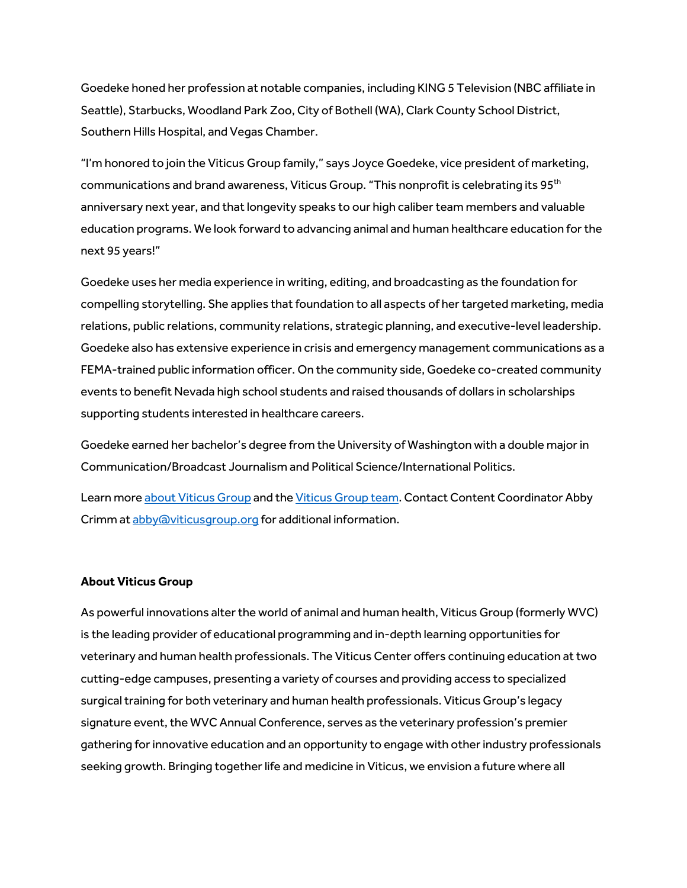Goedeke honed her profession at notable companies, including KING 5 Television (NBC affiliate in Seattle), Starbucks, Woodland Park Zoo, City of Bothell (WA), Clark County School District, Southern Hills Hospital, and Vegas Chamber.

"I'm honored to join the Viticus Group family," says Joyce Goedeke, vice president of marketing, communications and brand awareness, Viticus Group. "This nonprofit is celebrating its 95th anniversary next year, and that longevity speaks to our high caliber team members and valuable education programs. We look forward to advancing animal and human healthcare education for the next 95 years!"

Goedeke uses her media experience in writing, editing, and broadcasting as the foundation for compelling storytelling. She applies that foundation to all aspects of her targeted marketing, media relations, public relations, community relations, strategic planning, and executive-level leadership. Goedeke also has extensive experience in crisis and emergency management communications as a FEMA-trained public information officer. On the community side, Goedeke co-created community events to benefit Nevada high school students and raised thousands of dollars in scholarships supporting students interested in healthcare careers.

Goedeke earned her bachelor's degree from the University of Washington with a double major in Communication/Broadcast Journalism and Political Science/International Politics.

Learn more about Viticus Group and the Viticus Group team. Contact Content Coordinator Abby Crimm at abby@viticusgroup.org for additional information.

**About Viticus Group**

As powerful innovations alter the world of animal and human health, Viticus Group (formerly WVC) is the leading provider of educational programming and in-depth learning opportunities for veterinary and human health professionals. The Viticus Center offers continuing education at two cutting-edge campuses, presenting a variety of courses and providing access to specialized surgical training for both veterinary and human health professionals. Viticus Group's legacy signature event, the WVC Annual Conference, serves as the veterinary profession's premier gathering for innovative education and an opportunity to engage with other industry professionals seeking growth. Bringing together life and medicine in Viticus, we envision a future where all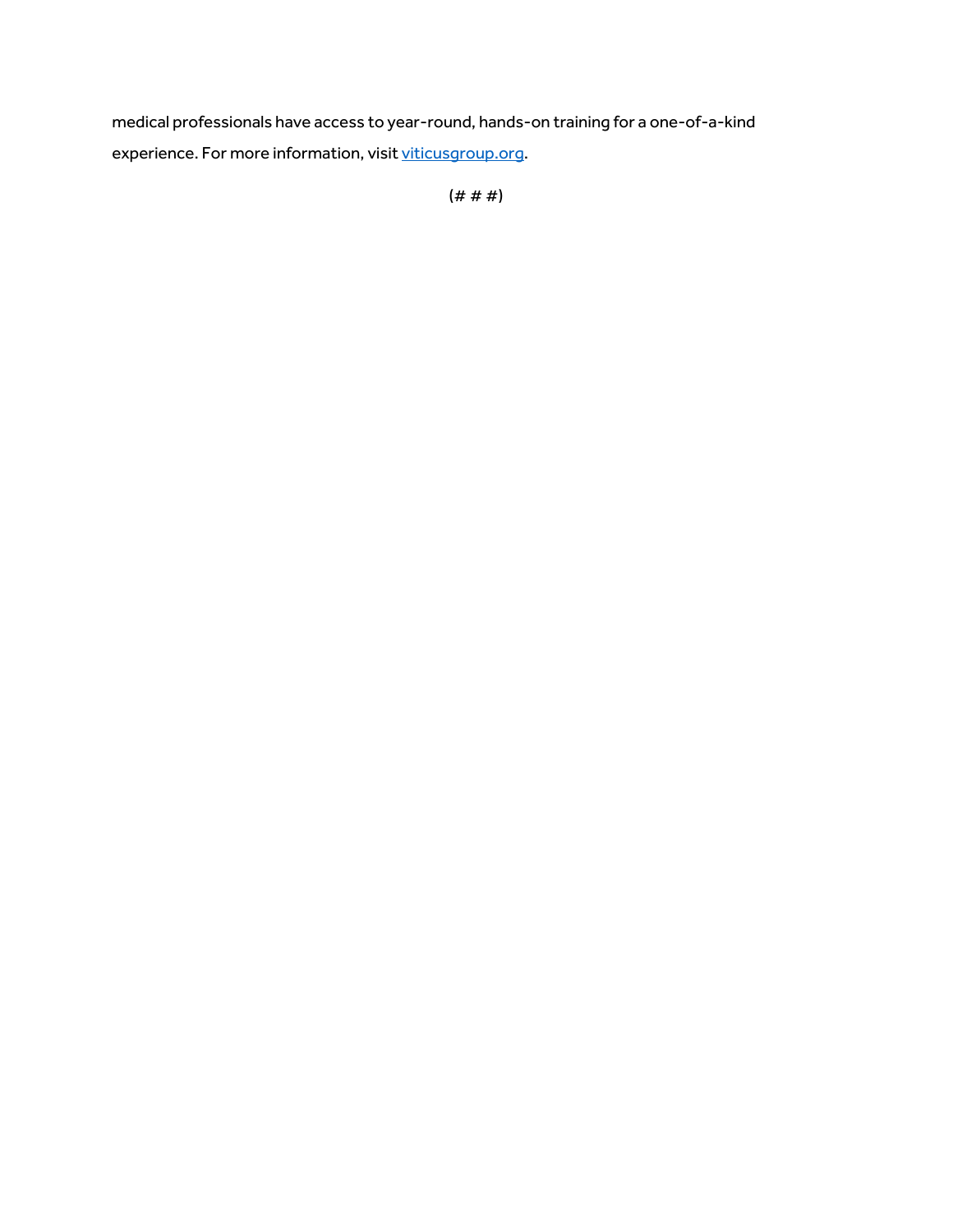medical professionals have access to year-round, hands-on training for a one-of-a-kind experience. For more information, visit [viticusgroup.org](https://viticusgroup.org).

(# # #)